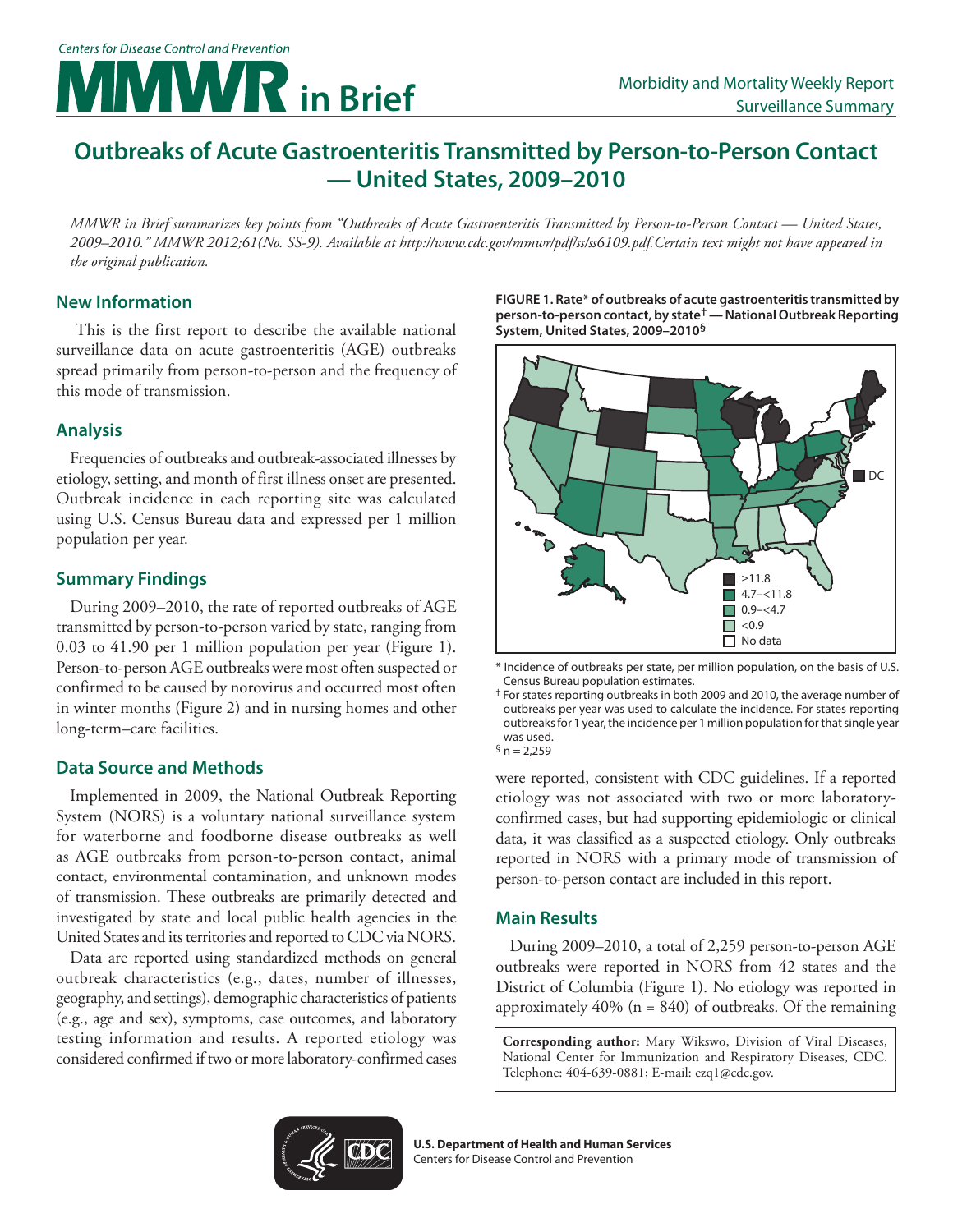Centers for Disease Control and Prevention

# MMWR in Brief

Morbidity and Mortality Weekly Report
Surveillance Summary

# Outbreaks of Acute Gastroenteritis Transmitted by Person-to-Person Contact — United States, 2009–2010

*MMWR in Brief summarizes key points from "Outbreaks of Acute Gastroenteritis Transmitted by Person-to-Person Contact — United States, 2009–2010." MMWR 2012;61(No. SS-9). Available at http://www.cdc.gov/mmwr/pdf/ss/ss6109.pdf. Certain text might not have appeared in the original publication.*

## New Information

This is the first report to describe the available national surveillance data on acute gastroenteritis (AGE) outbreaks spread primarily from person-to-person and the frequency of this mode of transmission.

## Analysis

Frequencies of outbreaks and outbreak-associated illnesses by etiology, setting, and month of first illness onset are presented. Outbreak incidence in each reporting site was calculated using U.S. Census Bureau data and expressed per 1 million population per year.

## Summary Findings

During 2009–2010, the rate of reported outbreaks of AGE transmitted by person-to-person varied by state, ranging from 0.03 to 41.90 per 1 million population per year (Figure 1). Person-to-person AGE outbreaks were most often suspected or confirmed to be caused by norovirus and occurred most often in winter months (Figure 2) and in nursing homes and other long-term–care facilities.

## Data Source and Methods

Implemented in 2009, the National Outbreak Reporting System (NORS) is a voluntary national surveillance system for waterborne and foodborne disease outbreaks as well as AGE outbreaks from person-to-person contact, animal contact, environmental contamination, and unknown modes of transmission. These outbreaks are primarily detected and investigated by state and local public health agencies in the United States and its territories and reported to CDC via NORS.

Data are reported using standardized methods on general outbreak characteristics (e.g., dates, number of illnesses, geography, and settings), demographic characteristics of patients (e.g., age and sex), symptoms, case outcomes, and laboratory testing information and results. A reported etiology was considered confirmed if two or more laboratory-confirmed cases were reported, consistent with CDC guidelines. If a reported etiology was not associated with two or more laboratory-confirmed cases, but had supporting epidemiologic or clinical data, it was classified as a suspected etiology. Only outbreaks reported in NORS with a primary mode of transmission of person-to-person contact are included in this report.

**FIGURE 1. Rate\* of outbreaks of acute gastroenteritis transmitted by person-to-person contact, by state† — National Outbreak Reporting System, United States, 2009–2010§**

Legend: ≥11.8; 4.7–<11.8; 0.9–<4.7; <0.9; No data; DC

\* Incidence of outbreaks per state, per million population, on the basis of U.S. Census Bureau population estimates.

† For states reporting outbreaks in both 2009 and 2010, the average number of outbreaks per year was used to calculate the incidence. For states reporting outbreaks for 1 year, the incidence per 1 million population for that single year was used.

§ n = 2,259

## Main Results

During 2009–2010, a total of 2,259 person-to-person AGE outbreaks were reported in NORS from 42 states and the District of Columbia (Figure 1). No etiology was reported in approximately 40% (n = 840) of outbreaks. Of the remaining

**Corresponding author:** Mary Wikswo, Division of Viral Diseases, National Center for Immunization and Respiratory Diseases, CDC. Telephone: 404-639-0881; E-mail: ezq1@cdc.gov.

**U.S. Department of Health and Human Services**
Centers for Disease Control and Prevention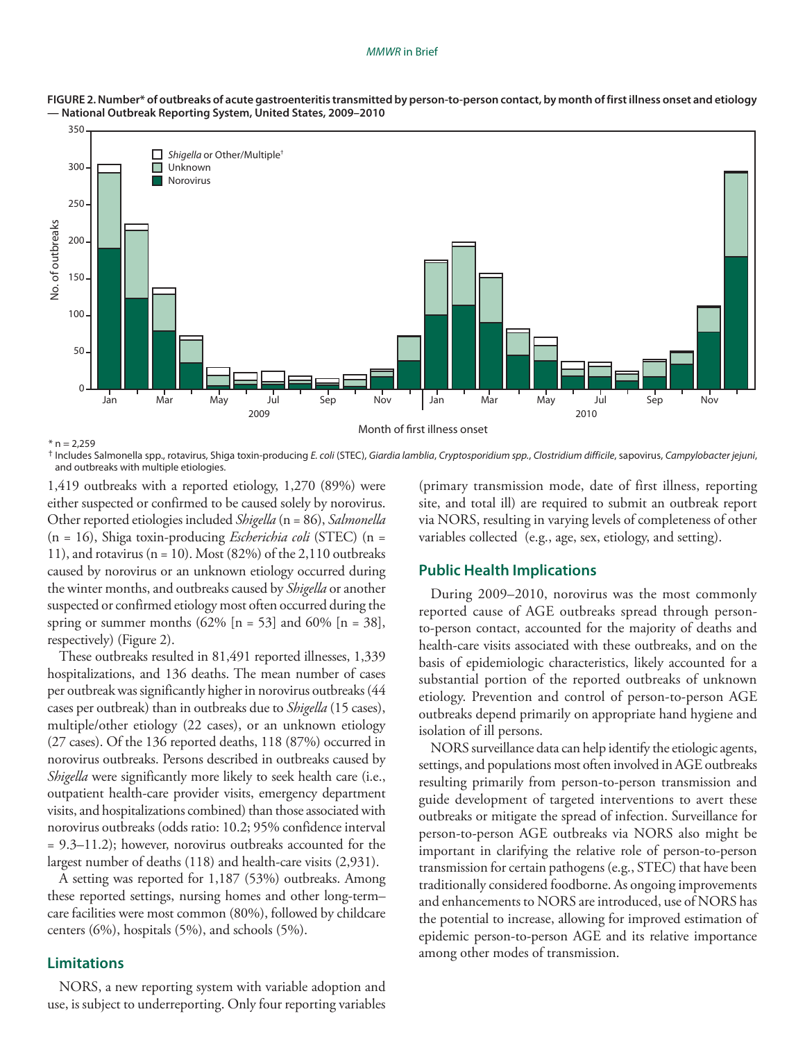**FIGURE 2. Number* of outbreaks of acute gastroenteritis transmitted by person-to-person contact, by month of first illness onset and etiology — National Outbreak Reporting System, United States, 2009–2010**

*Shigella* or Other/Multiple†
Unknown
Norovirus

No. of outbreaks
0
50
100
150
200
250
300
350

Jan
Mar
May
Jul
Sep
Nov
2009
Jan
Mar
May
Jul
Sep
Nov
2010

Month of first illness onset

* n = 2,259
† Includes Salmonella spp., rotavirus, Shiga toxin-producing *E. coli* (STEC), *Giardia lamblia*, *Cryptosporidium spp.*, *Clostridium difficile*, sapovirus, *Campylobacter jejuni*, and outbreaks with multiple etiologies.

1,419 outbreaks with a reported etiology, 1,270 (89%) were either suspected or confirmed to be caused solely by norovirus. Other reported etiologies included *Shigella* (n = 86), *Salmonella* (n = 16), Shiga toxin-producing *Escherichia coli* (STEC) (n = 11), and rotavirus (n = 10). Most (82%) of the 2,110 outbreaks caused by norovirus or an unknown etiology occurred during the winter months, and outbreaks caused by *Shigella* or another suspected or confirmed etiology most often occurred during the spring or summer months (62% [n = 53] and 60% [n = 38], respectively) (Figure 2).

These outbreaks resulted in 81,491 reported illnesses, 1,339 hospitalizations, and 136 deaths. The mean number of cases per outbreak was significantly higher in norovirus outbreaks (44 cases per outbreak) than in outbreaks due to *Shigella* (15 cases), multiple/other etiology (22 cases), or an unknown etiology (27 cases). Of the 136 reported deaths, 118 (87%) occurred in norovirus outbreaks. Persons described in outbreaks caused by *Shigella* were significantly more likely to seek health care (i.e., outpatient health-care provider visits, emergency department visits, and hospitalizations combined) than those associated with norovirus outbreaks (odds ratio: 10.2; 95% confidence interval = 9.3–11.2); however, norovirus outbreaks accounted for the largest number of deaths (118) and health-care visits (2,931).

A setting was reported for 1,187 (53%) outbreaks. Among these reported settings, nursing homes and other long-term–care facilities were most common (80%), followed by childcare centers (6%), hospitals (5%), and schools (5%).

## Limitations

NORS, a new reporting system with variable adoption and use, is subject to underreporting. Only four reporting variables (primary transmission mode, date of first illness, reporting site, and total ill) are required to submit an outbreak report via NORS, resulting in varying levels of completeness of other variables collected (e.g., age, sex, etiology, and setting).

## Public Health Implications

During 2009–2010, norovirus was the most commonly reported cause of AGE outbreaks spread through person-to-person contact, accounted for the majority of deaths and health-care visits associated with these outbreaks, and on the basis of epidemiologic characteristics, likely accounted for a substantial portion of the reported outbreaks of unknown etiology. Prevention and control of person-to-person AGE outbreaks depend primarily on appropriate hand hygiene and isolation of ill persons.

NORS surveillance data can help identify the etiologic agents, settings, and populations most often involved in AGE outbreaks resulting primarily from person-to-person transmission and guide development of targeted interventions to avert these outbreaks or mitigate the spread of infection. Surveillance for person-to-person AGE outbreaks via NORS also might be important in clarifying the relative role of person-to-person transmission for certain pathogens (e.g., STEC) that have been traditionally considered foodborne. As ongoing improvements and enhancements to NORS are introduced, use of NORS has the potential to increase, allowing for improved estimation of epidemic person-to-person AGE and its relative importance among other modes of transmission.